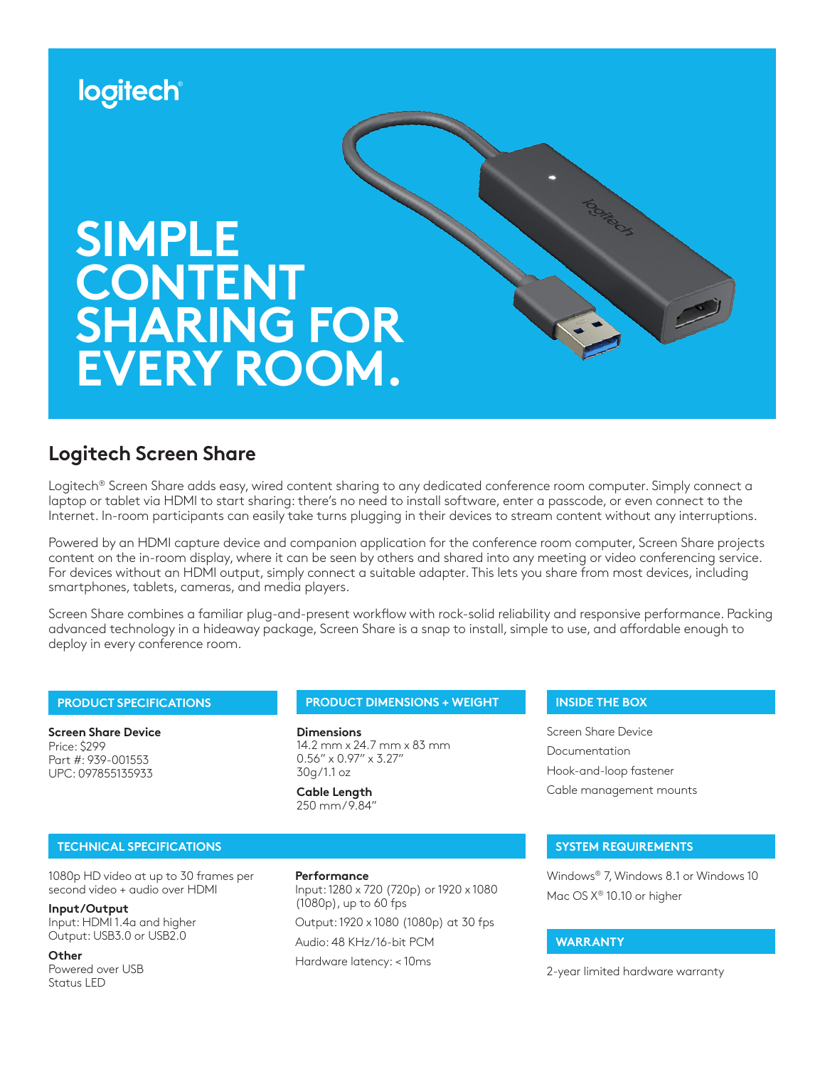logitech

# SIMPLE CONTENT SHARING FOR EVERY ROOM.

## Logitech Screen Share

Logitech® Screen Share adds easy, wired content sharing to any dedicated conference room computer. Simply connect a laptop or tablet via HDMI to start sharing: there's no need to install software, enter a passcode, or even connect to the Internet. In-room participants can easily take turns plugging in their devices to stream content without any interruptions.

Powered by an HDMI capture device and companion application for the conference room computer, Screen Share projects content on the in-room display, where it can be seen by others and shared into any meeting or video conferencing service. For devices without an HDMI output, simply connect a suitable adapter. This lets you share from most devices, including smartphones, tablets, cameras, and media players.

Screen Share combines a familiar plug-and-present workflow with rock-solid reliability and responsive performance. Packing advanced technology in a hideaway package, Screen Share is a snap to install, simple to use, and affordable enough to deploy in every conference room.

### PRODUCT SPECIFICATIONS

**Screen Share Device**
Price: $299
Part #: 939-001553
UPC: 097855135933

### PRODUCT DIMENSIONS + WEIGHT

**Dimensions**
14.2 mm x 24.7 mm x 83 mm
0.56" x 0.97" x 3.27"
30g/1.1 oz

**Cable Length**
250 mm/9.84"

### INSIDE THE BOX

Screen Share Device
Documentation
Hook-and-loop fastener
Cable management mounts

### TECHNICAL SPECIFICATIONS

1080p HD video at up to 30 frames per second video + audio over HDMI

**Input/Output**
Input: HDMI 1.4a and higher
Output: USB3.0 or USB2.0

**Other**
Powered over USB
Status LED

**Performance**
Input: 1280 x 720 (720p) or 1920 x 1080 (1080p), up to 60 fps

Output: 1920 x 1080 (1080p) at 30 fps

Audio: 48 KHz/16-bit PCM

Hardware latency: < 10ms

### SYSTEM REQUIREMENTS

Windows® 7, Windows 8.1 or Windows 10

Mac OS X® 10.10 or higher

### WARRANTY

2-year limited hardware warranty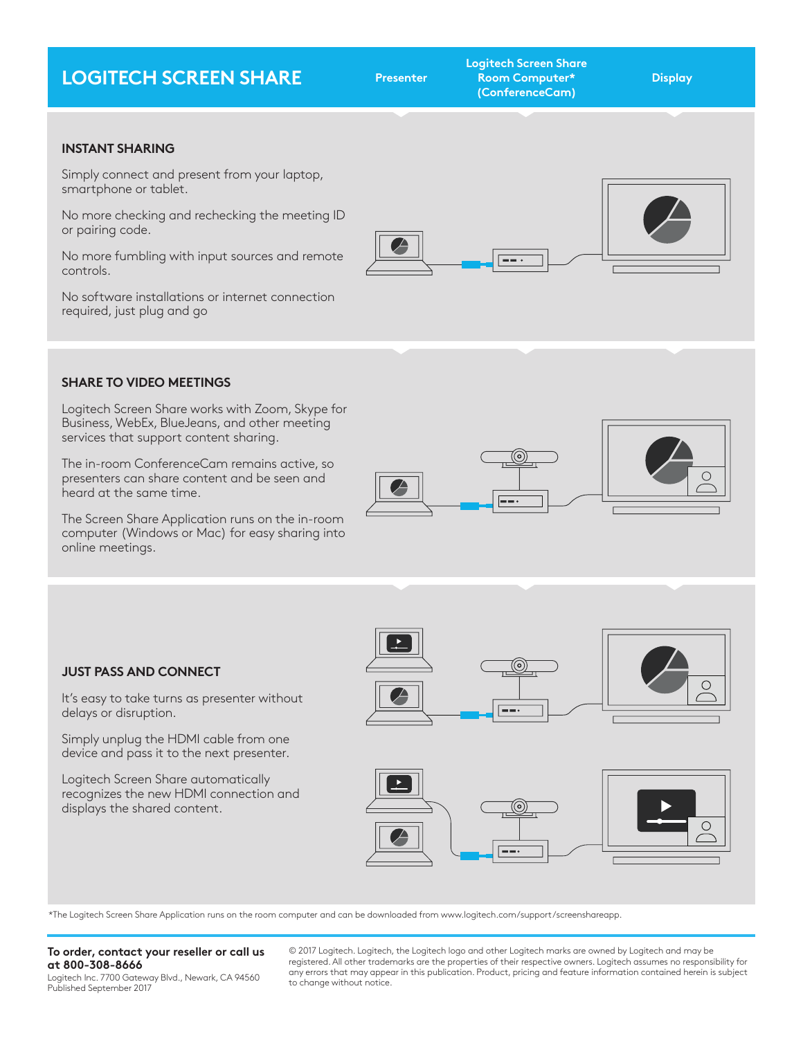# LOGITECH SCREEN SHARE

Presenter

Logitech Screen Share Room Computer* (ConferenceCam)

Display

## INSTANT SHARING

Simply connect and present from your laptop, smartphone or tablet.

No more checking and rechecking the meeting ID or pairing code.

No more fumbling with input sources and remote controls.

No software installations or internet connection required, just plug and go

## SHARE TO VIDEO MEETINGS

Logitech Screen Share works with Zoom, Skype for Business, WebEx, BlueJeans, and other meeting services that support content sharing.

The in-room ConferenceCam remains active, so presenters can share content and be seen and heard at the same time.

The Screen Share Application runs on the in-room computer (Windows or Mac) for easy sharing into online meetings.

## JUST PASS AND CONNECT

It's easy to take turns as presenter without delays or disruption.

Simply unplug the HDMI cable from one device and pass it to the next presenter.

Logitech Screen Share automatically recognizes the new HDMI connection and displays the shared content.

*The Logitech Screen Share Application runs on the room computer and can be downloaded from www.logitech.com/support/screenshareapp.

**To order, contact your reseller or call us at 800-308-8666**
Logitech Inc. 7700 Gateway Blvd., Newark, CA 94560
Published September 2017

© 2017 Logitech. Logitech, the Logitech logo and other Logitech marks are owned by Logitech and may be registered. All other trademarks are the properties of their respective owners. Logitech assumes no responsibility for any errors that may appear in this publication. Product, pricing and feature information contained herein is subject to change without notice.